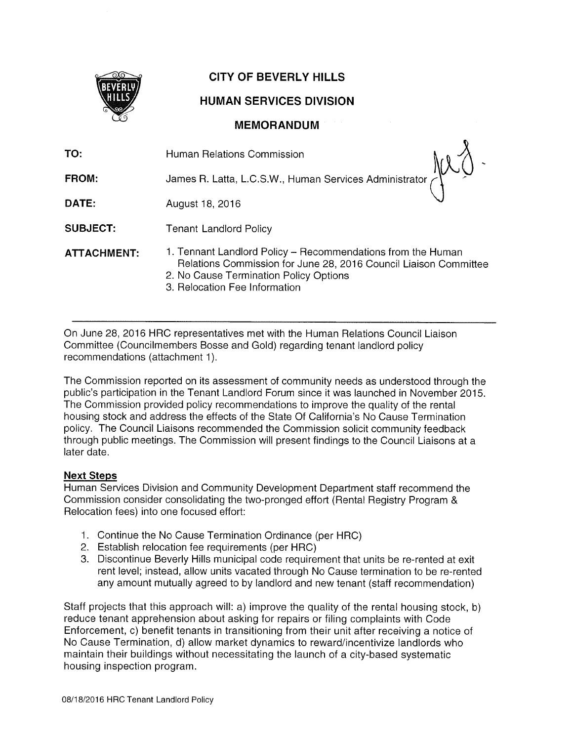# CITY OF BEVERLY HILLS

## HUMAN SERVICES DIVISION

## MEMORANDUM

| | |
|---|---|
| **TO:** | Human Relations Commission |
| **FROM:** | James R. Latta, L.C.S.W., Human Services Administrator |
| **DATE:** | August 18, 2016 |
| **SUBJECT:** | Tenant Landlord Policy |
| **ATTACHMENT:** | 1. Tennant Landlord Policy – Recommendations from the Human Relations Commission for June 28, 2016 Council Liaison Committee<br>2. No Cause Termination Policy Options<br>3. Relocation Fee Information |

---

On June 28, 2016 HRC representatives met with the Human Relations Council Liaison Committee (Councilmembers Bosse and Gold) regarding tenant landlord policy recommendations (attachment 1).

The Commission reported on its assessment of community needs as understood through the public's participation in the Tenant Landlord Forum since it was launched in November 2015. The Commission provided policy recommendations to improve the quality of the rental housing stock and address the effects of the State Of California's No Cause Termination policy. The Council Liaisons recommended the Commission solicit community feedback through public meetings. The Commission will present findings to the Council Liaisons at a later date.

**Next Steps**

Human Services Division and Community Development Department staff recommend the Commission consider consolidating the two-pronged effort (Rental Registry Program & Relocation fees) into one focused effort:

1. Continue the No Cause Termination Ordinance (per HRC)
2. Establish relocation fee requirements (per HRC)
3. Discontinue Beverly Hills municipal code requirement that units be re-rented at exit rent level; instead, allow units vacated through No Cause termination to be re-rented any amount mutually agreed to by landlord and new tenant (staff recommendation)

Staff projects that this approach will: a) improve the quality of the rental housing stock, b) reduce tenant apprehension about asking for repairs or filing complaints with Code Enforcement, c) benefit tenants in transitioning from their unit after receiving a notice of No Cause Termination, d) allow market dynamics to reward/incentivize landlords who maintain their buildings without necessitating the launch of a city-based systematic housing inspection program.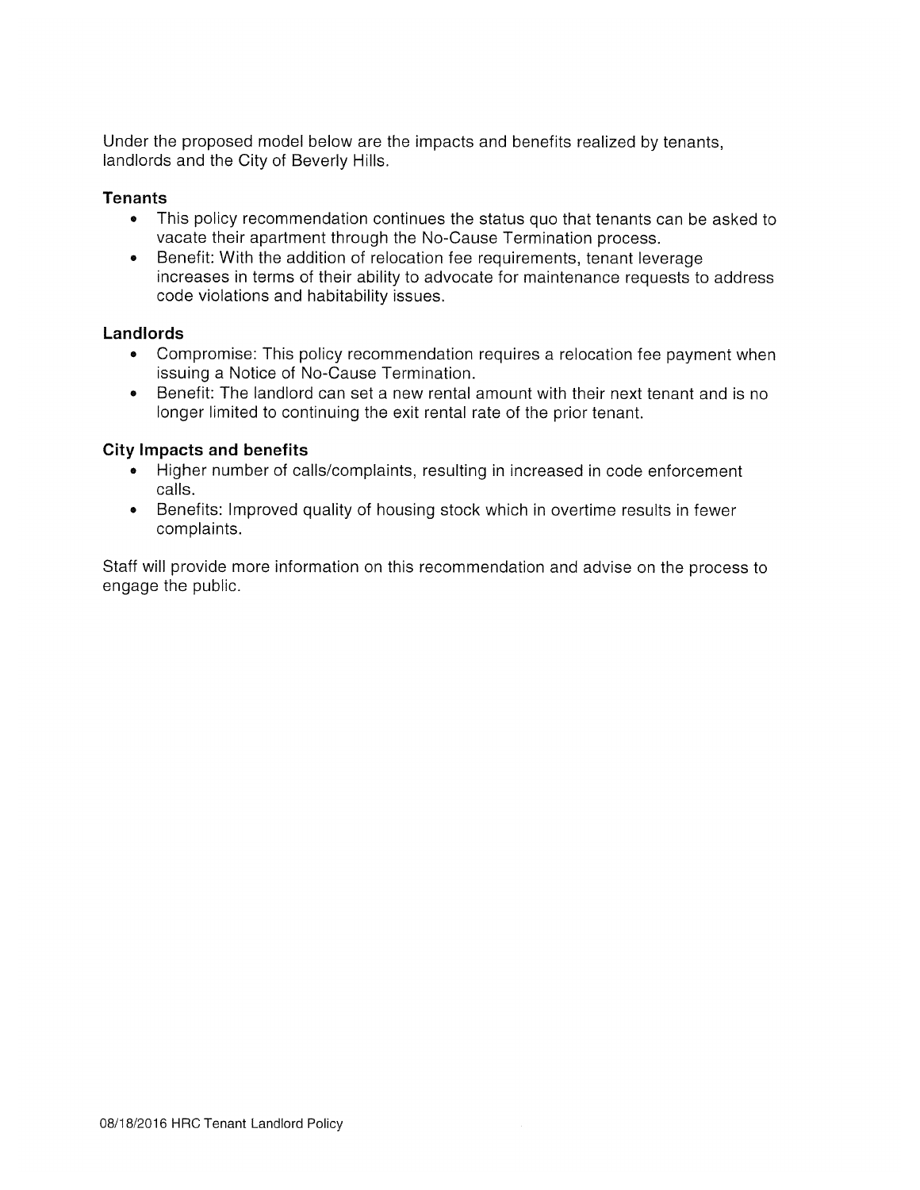Under the proposed model below are the impacts and benefits realized by tenants, landlords and the City of Beverly Hills.

**Tenants**

- This policy recommendation continues the status quo that tenants can be asked to vacate their apartment through the No-Cause Termination process.
- Benefit: With the addition of relocation fee requirements, tenant leverage increases in terms of their ability to advocate for maintenance requests to address code violations and habitability issues.

**Landlords**

- Compromise: This policy recommendation requires a relocation fee payment when issuing a Notice of No-Cause Termination.
- Benefit: The landlord can set a new rental amount with their next tenant and is no longer limited to continuing the exit rental rate of the prior tenant.

**City Impacts and benefits**

- Higher number of calls/complaints, resulting in increased in code enforcement calls.
- Benefits: Improved quality of housing stock which in overtime results in fewer complaints.

Staff will provide more information on this recommendation and advise on the process to engage the public.